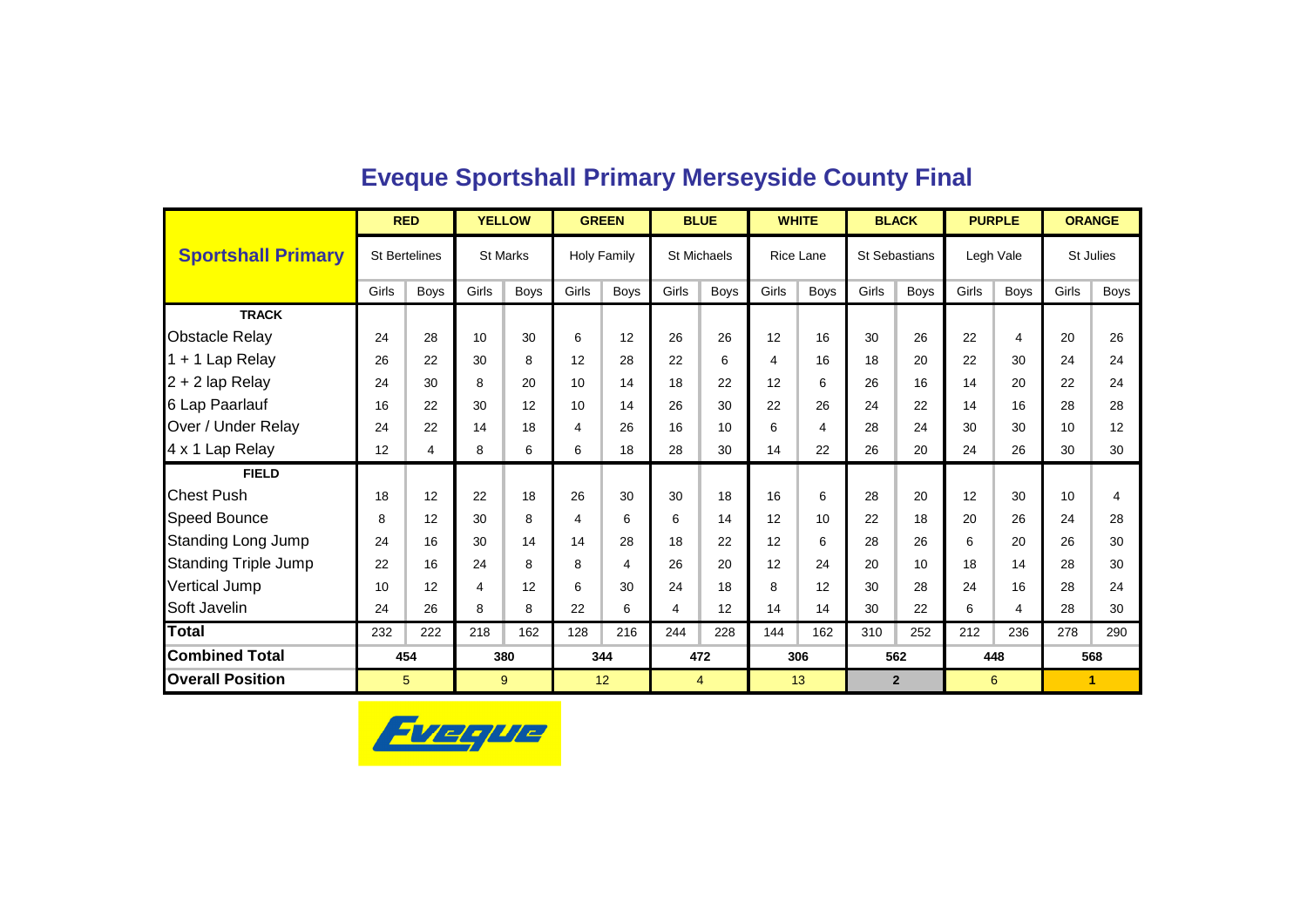# Eveque Sportshall Primary Merseyside County Final

| Sportshall Primary | RED | | YELLOW | | GREEN | | BLUE | | WHITE | | BLACK | | PURPLE | | ORANGE | |
|---|---|---|---|---|---|---|---|---|---|---|---|---|---|---|---|---|
| | St Bertelines | | St Marks | | Holy Family | | St Michaels | | Rice Lane | | St Sebastians | | Legh Vale | | St Julies | |
| | Girls | Boys | Girls | Boys | Girls | Boys | Girls | Boys | Girls | Boys | Girls | Boys | Girls | Boys | Girls | Boys |
| **TRACK** | | | | | | | | | | | | | | | | |
| Obstacle Relay | 24 | 28 | 10 | 30 | 6 | 12 | 26 | 26 | 12 | 16 | 30 | 26 | 22 | 4 | 20 | 26 |
| 1 + 1 Lap Relay | 26 | 22 | 30 | 8 | 12 | 28 | 22 | 6 | 4 | 16 | 18 | 20 | 22 | 30 | 24 | 24 |
| 2 + 2 lap Relay | 24 | 30 | 8 | 20 | 10 | 14 | 18 | 22 | 12 | 6 | 26 | 16 | 14 | 20 | 22 | 24 |
| 6 Lap Paarlauf | 16 | 22 | 30 | 12 | 10 | 14 | 26 | 30 | 22 | 26 | 24 | 22 | 14 | 16 | 28 | 28 |
| Over / Under Relay | 24 | 22 | 14 | 18 | 4 | 26 | 16 | 10 | 6 | 4 | 28 | 24 | 30 | 30 | 10 | 12 |
| 4 x 1 Lap Relay | 12 | 4 | 8 | 6 | 6 | 18 | 28 | 30 | 14 | 22 | 26 | 20 | 24 | 26 | 30 | 30 |
| **FIELD** | | | | | | | | | | | | | | | | |
| Chest Push | 18 | 12 | 22 | 18 | 26 | 30 | 30 | 18 | 16 | 6 | 28 | 20 | 12 | 30 | 10 | 4 |
| Speed Bounce | 8 | 12 | 30 | 8 | 4 | 6 | 6 | 14 | 12 | 10 | 22 | 18 | 20 | 26 | 24 | 28 |
| Standing Long Jump | 24 | 16 | 30 | 14 | 14 | 28 | 18 | 22 | 12 | 6 | 28 | 26 | 6 | 20 | 26 | 30 |
| Standing Triple Jump | 22 | 16 | 24 | 8 | 8 | 4 | 26 | 20 | 12 | 24 | 20 | 10 | 18 | 14 | 28 | 30 |
| Vertical Jump | 10 | 12 | 4 | 12 | 6 | 30 | 24 | 18 | 8 | 12 | 30 | 28 | 24 | 16 | 28 | 24 |
| Soft Javelin | 24 | 26 | 8 | 8 | 22 | 6 | 4 | 12 | 14 | 14 | 30 | 22 | 6 | 4 | 28 | 30 |
| **Total** | 232 | 222 | 218 | 162 | 128 | 216 | 244 | 228 | 144 | 162 | 310 | 252 | 212 | 236 | 278 | 290 |
| **Combined Total** | 454 | | 380 | | 344 | | 472 | | 306 | | 562 | | 448 | | 568 | |
| **Overall Position** | 5 | | 9 | | 12 | | 4 | | 13 | | 2 | | 6 | | 1 | |

Eveque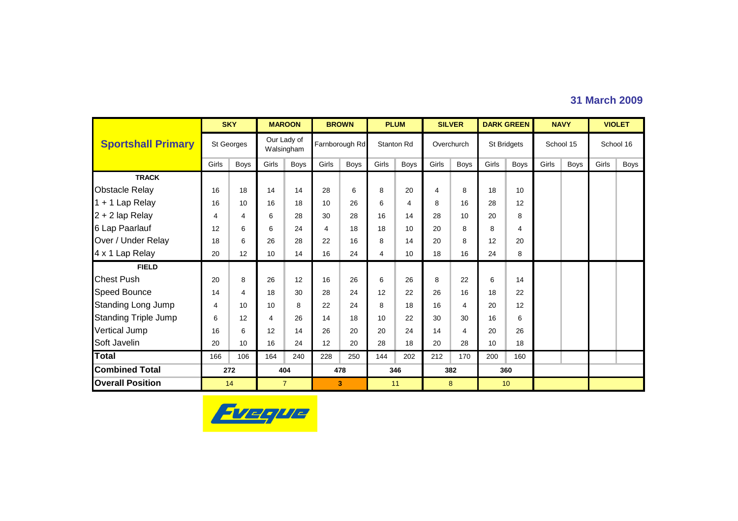**31 March 2009**

| Sportshall Primary | SKY | | MAROON | | BROWN | | PLUM | | SILVER | | DARK GREEN | | NAVY | | VIOLET | |
|---|---|---|---|---|---|---|---|---|---|---|---|---|---|---|---|---|
| | St Georges | | Our Lady of Walsingham | | Farnborough Rd | | Stanton Rd | | Overchurch | | St Bridgets | | School 15 | | School 16 | |
| | Girls | Boys | Girls | Boys | Girls | Boys | Girls | Boys | Girls | Boys | Girls | Boys | Girls | Boys | Girls | Boys |
| **TRACK** | | | | | | | | | | | | | | | | |
| Obstacle Relay | 16 | 18 | 14 | 14 | 28 | 6 | 8 | 20 | 4 | 8 | 18 | 10 | | | | |
| 1 + 1 Lap Relay | 16 | 10 | 16 | 18 | 10 | 26 | 6 | 4 | 8 | 16 | 28 | 12 | | | | |
| 2 + 2 lap Relay | 4 | 4 | 6 | 28 | 30 | 28 | 16 | 14 | 28 | 10 | 20 | 8 | | | | |
| 6 Lap Paarlauf | 12 | 6 | 6 | 24 | 4 | 18 | 18 | 10 | 20 | 8 | 8 | 4 | | | | |
| Over / Under Relay | 18 | 6 | 26 | 28 | 22 | 16 | 8 | 14 | 20 | 8 | 12 | 20 | | | | |
| 4 x 1 Lap Relay | 20 | 12 | 10 | 14 | 16 | 24 | 4 | 10 | 18 | 16 | 24 | 8 | | | | |
| **FIELD** | | | | | | | | | | | | | | | | |
| Chest Push | 20 | 8 | 26 | 12 | 16 | 26 | 6 | 26 | 8 | 22 | 6 | 14 | | | | |
| Speed Bounce | 14 | 4 | 18 | 30 | 28 | 24 | 12 | 22 | 26 | 16 | 18 | 22 | | | | |
| Standing Long Jump | 4 | 10 | 10 | 8 | 22 | 24 | 8 | 18 | 16 | 4 | 20 | 12 | | | | |
| Standing Triple Jump | 6 | 12 | 4 | 26 | 14 | 18 | 10 | 22 | 30 | 30 | 16 | 6 | | | | |
| Vertical Jump | 16 | 6 | 12 | 14 | 26 | 20 | 20 | 24 | 14 | 4 | 20 | 26 | | | | |
| Soft Javelin | 20 | 10 | 16 | 24 | 12 | 20 | 28 | 18 | 20 | 28 | 10 | 18 | | | | |
| **Total** | 166 | 106 | 164 | 240 | 228 | 250 | 144 | 202 | 212 | 170 | 200 | 160 | | | | |
| **Combined Total** | 272 | | 404 | | 478 | | 346 | | 382 | | 360 | | | | | |
| **Overall Position** | 14 | | 7 | | 3 | | 11 | | 8 | | 10 | | | | | |

Eveque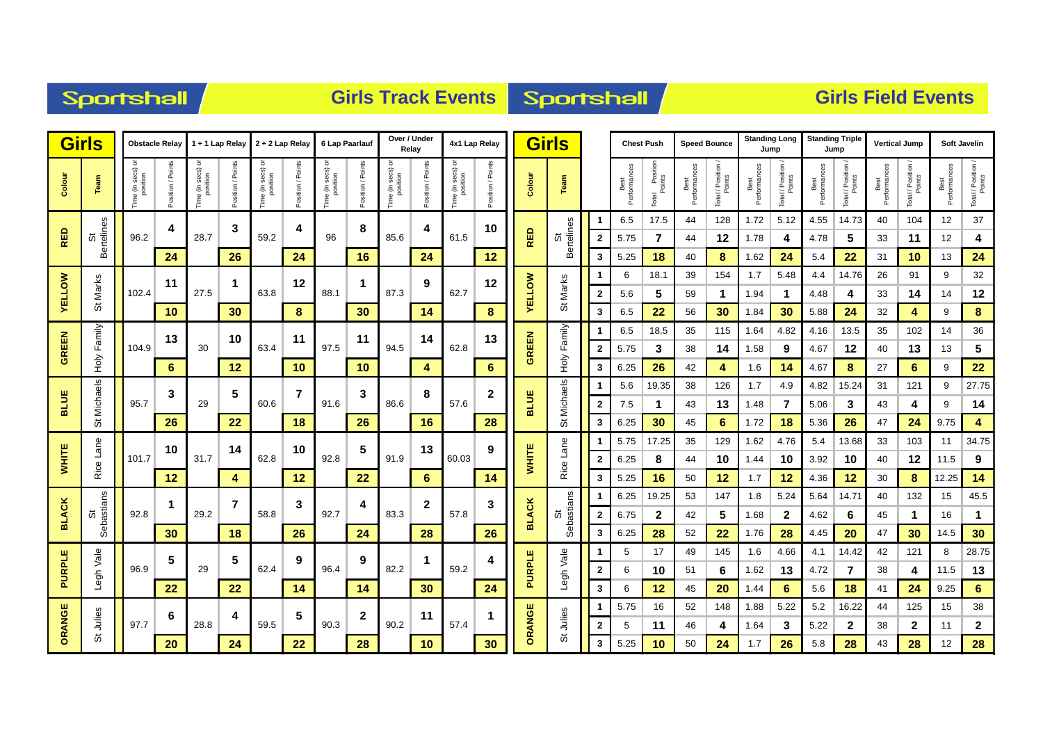# Sportshall — Girls Track Events

| Colour | Team | Obstacle Relay Time (in secs) or position | Obstacle Relay Position / Points | 1 + 1 Lap Relay Time (in secs) or position | 1 + 1 Lap Relay Position / Points | 2 + 2 Lap Relay Time (in secs) or position | 2 + 2 Lap Relay Position / Points | 6 Lap Paarlauf Time (in secs) or position | 6 Lap Paarlauf Position / Points | Over / Under Relay Time (in secs) or position | Over / Under Relay Position / Points | 4x1 Lap Relay Time (in secs) or position | 4x1 Lap Relay Position / Points |
|---|---|---|---|---|---|---|---|---|---|---|---|---|---|
| RED | St Bertelines | 96.2 | 4 | 28.7 | 3 | 59.2 | 4 | 96 | 8 | 85.6 | 4 | 61.5 | 10 |
| | | | **24** | | **26** | | **24** | | **16** | | **24** | | **12** |
| YELLOW | St Marks | 102.4 | 11 | 27.5 | 1 | 63.8 | 12 | 88.1 | 1 | 87.3 | 9 | 62.7 | 12 |
| | | | **10** | | **30** | | **8** | | **30** | | **14** | | **8** |
| GREEN | Holy Family | 104.9 | 13 | 30 | 10 | 63.4 | 11 | 97.5 | 11 | 94.5 | 14 | 62.8 | 13 |
| | | | **6** | | **12** | | **10** | | **10** | | **4** | | **6** |
| BLUE | St Michaels | 95.7 | 3 | 29 | 5 | 60.6 | 7 | 91.6 | 3 | 86.6 | 8 | 57.6 | 2 |
| | | | **26** | | **22** | | **18** | | **26** | | **16** | | **28** |
| WHITE | Rice Lane | 101.7 | 10 | 31.7 | 14 | 62.8 | 10 | 92.8 | 5 | 91.9 | 13 | 60.03 | 9 |
| | | | **12** | | **4** | | **12** | | **22** | | **6** | | **14** |
| BLACK | St Sebastians | 92.8 | 1 | 29.2 | 7 | 58.8 | 3 | 92.7 | 4 | 83.3 | 2 | 57.8 | 3 |
| | | | **30** | | **18** | | **26** | | **24** | | **28** | | **26** |
| PURPLE | Legh Vale | 96.9 | 5 | 29 | 5 | 62.4 | 9 | 96.4 | 9 | 82.2 | 1 | 59.2 | 4 |
| | | | **22** | | **22** | | **14** | | **14** | | **30** | | **24** |
| ORANGE | St Julies | 97.7 | 6 | 28.8 | 4 | 59.5 | 5 | 90.3 | 2 | 90.2 | 11 | 57.4 | 1 |
| | | | **20** | | **24** | | **22** | | **28** | | **10** | | **30** |

# Sportshall — Girls Field Events

| Colour | Team | | Chest Push Best Performances | Chest Push Total Position / Points | Speed Bounce Best Performances | Speed Bounce Total / Position / Points | Standing Long Jump Best Performances | Standing Long Jump Total / Position / Points | Standing Triple Jump Best Performances | Standing Triple Jump Total / Position / Points | Vertical Jump Best Performances | Vertical Jump Total / Position / Points | Soft Javelin Best Performances | Soft Javelin Total / Position / Points |
|---|---|---|---|---|---|---|---|---|---|---|---|---|---|---|
| RED | St Bertelines | 1 | 6.5 | 17.5 | 44 | 128 | 1.72 | 5.12 | 4.55 | 14.73 | 40 | 104 | 12 | 37 |
| | | 2 | 5.75 | **7** | 44 | **12** | 1.78 | **4** | 4.78 | **5** | 33 | **11** | 12 | **4** |
| | | 3 | 5.25 | **18** | 40 | **8** | 1.62 | **24** | 5.4 | **22** | 31 | **10** | 13 | **24** |
| YELLOW | St Marks | 1 | 6 | 18.1 | 39 | 154 | 1.7 | 5.48 | 4.4 | 14.76 | 26 | 91 | 9 | 32 |
| | | 2 | 5.6 | **5** | 59 | **1** | 1.94 | **1** | 4.48 | **4** | 33 | **14** | 14 | **12** |
| | | 3 | 6.5 | **22** | 56 | **30** | 1.84 | **30** | 5.88 | **24** | 32 | **4** | 9 | **8** |
| GREEN | Holy Family | 1 | 6.5 | 18.5 | 35 | 115 | 1.64 | 4.82 | 4.16 | 13.5 | 35 | 102 | 14 | 36 |
| | | 2 | 5.75 | **3** | 38 | **14** | 1.58 | **9** | 4.67 | **12** | 40 | **13** | 13 | **5** |
| | | 3 | 6.25 | **26** | 42 | **4** | 1.6 | **14** | 4.67 | **8** | 27 | **6** | 9 | **22** |
| BLUE | St Michaels | 1 | 5.6 | 19.35 | 38 | 126 | 1.7 | 4.9 | 4.82 | 15.24 | 31 | 121 | 9 | 27.75 |
| | | 2 | 7.5 | **1** | 43 | **13** | 1.48 | **7** | 5.06 | **3** | 43 | **4** | 9 | **14** |
| | | 3 | 6.25 | **30** | 45 | **6** | 1.72 | **18** | 5.36 | **26** | 47 | **24** | 9.75 | **4** |
| WHITE | Rice Lane | 1 | 5.75 | 17.25 | 35 | 129 | 1.62 | 4.76 | 5.4 | 13.68 | 33 | 103 | 11 | 34.75 |
| | | 2 | 6.25 | **8** | 44 | **10** | 1.44 | **10** | 3.92 | **10** | 40 | **12** | 11.5 | **9** |
| | | 3 | 5.25 | **16** | 50 | **12** | 1.7 | **12** | 4.36 | **12** | 30 | **8** | 12.25 | **14** |
| BLACK | St Sebastians | 1 | 6.25 | 19.25 | 53 | 147 | 1.8 | 5.24 | 5.64 | 14.71 | 40 | 132 | 15 | 45.5 |
| | | 2 | 6.75 | **2** | 42 | **5** | 1.68 | **2** | 4.62 | **6** | 45 | **1** | 16 | **1** |
| | | 3 | 6.25 | **28** | 52 | **22** | 1.76 | **28** | 4.45 | **20** | 47 | **30** | 14.5 | **30** |
| PURPLE | Legh Vale | 1 | 5 | 17 | 49 | 145 | 1.6 | 4.66 | 4.1 | 14.42 | 42 | 121 | 8 | 28.75 |
| | | 2 | 6 | **10** | 51 | **6** | 1.62 | **13** | 4.72 | **7** | 38 | **4** | 11.5 | **13** |
| | | 3 | 6 | **12** | 45 | **20** | 1.44 | **6** | 5.6 | **18** | 41 | **24** | 9.25 | **6** |
| ORANGE | St Julies | 1 | 5.75 | 16 | 52 | 148 | 1.88 | 5.22 | 5.2 | 16.22 | 44 | 125 | 15 | 38 |
| | | 2 | 5 | **11** | 46 | **4** | 1.64 | **3** | 5.22 | **2** | 38 | **2** | 11 | **2** |
| | | 3 | 5.25 | **10** | 50 | **24** | 1.7 | **26** | 5.8 | **28** | 43 | **28** | 12 | **28** |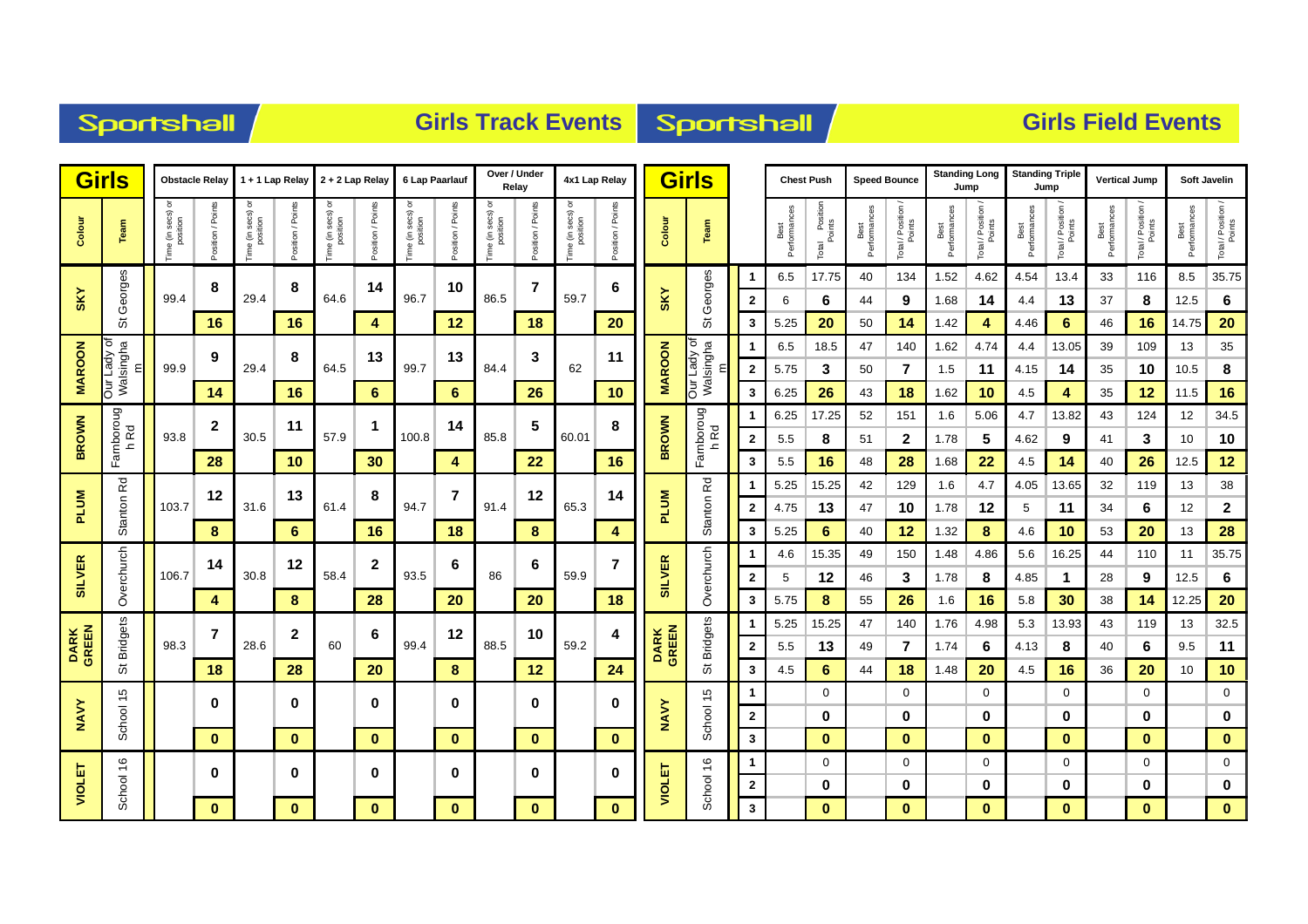# Sportshall — Girls Track Events

| Colour | Team | Obstacle Relay – Time (in secs) or position | Obstacle Relay – Position / Points | 1 + 1 Lap Relay – Time (in secs) or position | 1 + 1 Lap Relay – Position / Points | 2 + 2 Lap Relay – Time (in secs) or position | 2 + 2 Lap Relay – Position / Points | 6 Lap Paarlauf – Time (in secs) or position | 6 Lap Paarlauf – Position / Points | Over / Under Relay – Time (in secs) or position | Over / Under Relay – Position / Points | 4x1 Lap Relay – Time (in secs) or position | 4x1 Lap Relay – Position / Points |
|---|---|---|---|---|---|---|---|---|---|---|---|---|---|
| SKY | St Georges | 99.4 | 8 | 29.4 | 8 | 64.6 | 14 | 96.7 | 10 | 86.5 | 7 | 59.7 | 6 |
| | | | 16 | | 16 | | 4 | | 12 | | 18 | | 20 |
| MAROON | Our Lady of Walsingham | 99.9 | 9 | 29.4 | 8 | 64.5 | 13 | 99.7 | 13 | 84.4 | 3 | 62 | 11 |
| | | | 14 | | 16 | | 6 | | 6 | | 26 | | 10 |
| BROWN | Farnborough Rd | 93.8 | 2 | 30.5 | 11 | 57.9 | 1 | 100.8 | 14 | 85.8 | 5 | 60.01 | 8 |
| | | | 28 | | 10 | | 30 | | 4 | | 22 | | 16 |
| PLUM | Stanton Rd | 103.7 | 12 | 31.6 | 13 | 61.4 | 8 | 94.7 | 7 | 91.4 | 12 | 65.3 | 14 |
| | | | 8 | | 6 | | 16 | | 18 | | 8 | | 4 |
| SILVER | Overchurch | 106.7 | 14 | 30.8 | 12 | 58.4 | 2 | 93.5 | 6 | 86 | 6 | 59.9 | 7 |
| | | | 4 | | 8 | | 28 | | 20 | | 20 | | 18 |
| DARK GREEN | St Bridgets | 98.3 | 7 | 28.6 | 2 | 60 | 6 | 99.4 | 12 | 88.5 | 10 | 59.2 | 4 |
| | | | 18 | | 28 | | 20 | | 8 | | 12 | | 24 |
| NAVY | School 15 | | 0 | | 0 | | 0 | | 0 | | 0 | | 0 |
| | | | 0 | | 0 | | 0 | | 0 | | 0 | | 0 |
| VIOLET | School 16 | | 0 | | 0 | | 0 | | 0 | | 0 | | 0 |
| | | | 0 | | 0 | | 0 | | 0 | | 0 | | 0 |

# Sportshall — Girls Field Events

| Colour | Team | | Chest Push – Best Performances | Chest Push – Total Position Points | Speed Bounce – Best Performances | Speed Bounce – Total / Position / Points | Standing Long Jump – Best Performances | Standing Long Jump – Total / Position / Points | Standing Triple Jump – Best Performances | Standing Triple Jump – Total / Position / Points | Vertical Jump – Best Performances | Vertical Jump – Total / Position / Points | Soft Javelin – Best Performances | Soft Javelin – Total / Position / Points |
|---|---|---|---|---|---|---|---|---|---|---|---|---|---|---|
| SKY | St Georges | 1 | 6.5 | 17.75 | 40 | 134 | 1.52 | 4.62 | 4.54 | 13.4 | 33 | 116 | 8.5 | 35.75 |
| | | 2 | 6 | 6 | 44 | 9 | 1.68 | 14 | 4.4 | 13 | 37 | 8 | 12.5 | 6 |
| | | 3 | 5.25 | 20 | 50 | 14 | 1.42 | 4 | 4.46 | 6 | 46 | 16 | 14.75 | 20 |
| MAROON | Our Lady of Walsingham | 1 | 6.5 | 18.5 | 47 | 140 | 1.62 | 4.74 | 4.4 | 13.05 | 39 | 109 | 13 | 35 |
| | | 2 | 5.75 | 3 | 50 | 7 | 1.5 | 11 | 4.15 | 14 | 35 | 10 | 10.5 | 8 |
| | | 3 | 6.25 | 26 | 43 | 18 | 1.62 | 10 | 4.5 | 4 | 35 | 12 | 11.5 | 16 |
| BROWN | Farnborough Rd | 1 | 6.25 | 17.25 | 52 | 151 | 1.6 | 5.06 | 4.7 | 13.82 | 43 | 124 | 12 | 34.5 |
| | | 2 | 5.5 | 8 | 51 | 2 | 1.78 | 5 | 4.62 | 9 | 41 | 3 | 10 | 10 |
| | | 3 | 5.5 | 16 | 48 | 28 | 1.68 | 22 | 4.5 | 14 | 40 | 26 | 12.5 | 12 |
| PLUM | Stanton Rd | 1 | 5.25 | 15.25 | 42 | 129 | 1.6 | 4.7 | 4.05 | 13.65 | 32 | 119 | 13 | 38 |
| | | 2 | 4.75 | 13 | 47 | 10 | 1.78 | 12 | 5 | 11 | 34 | 6 | 12 | 2 |
| | | 3 | 5.25 | 6 | 40 | 12 | 1.32 | 8 | 4.6 | 10 | 53 | 20 | 13 | 28 |
| SILVER | Overchurch | 1 | 4.6 | 15.35 | 49 | 150 | 1.48 | 4.86 | 5.6 | 16.25 | 44 | 110 | 11 | 35.75 |
| | | 2 | 5 | 12 | 46 | 3 | 1.78 | 8 | 4.85 | 1 | 28 | 9 | 12.5 | 6 |
| | | 3 | 5.75 | 8 | 55 | 26 | 1.6 | 16 | 5.8 | 30 | 38 | 14 | 12.25 | 20 |
| DARK GREEN | St Bridgets | 1 | 5.25 | 15.25 | 47 | 140 | 1.76 | 4.98 | 5.3 | 13.93 | 43 | 119 | 13 | 32.5 |
| | | 2 | 5.5 | 13 | 49 | 7 | 1.74 | 6 | 4.13 | 8 | 40 | 6 | 9.5 | 11 |
| | | 3 | 4.5 | 6 | 44 | 18 | 1.48 | 20 | 4.5 | 16 | 36 | 20 | 10 | 10 |
| NAVY | School 15 | 1 | | 0 | | 0 | | 0 | | 0 | | 0 | | 0 |
| | | 2 | | 0 | | 0 | | 0 | | 0 | | 0 | | 0 |
| | | 3 | | 0 | | 0 | | 0 | | 0 | | 0 | | 0 |
| VIOLET | School 16 | 1 | | 0 | | 0 | | 0 | | 0 | | 0 | | 0 |
| | | 2 | | 0 | | 0 | | 0 | | 0 | | 0 | | 0 |
| | | 3 | | 0 | | 0 | | 0 | | 0 | | 0 | | 0 |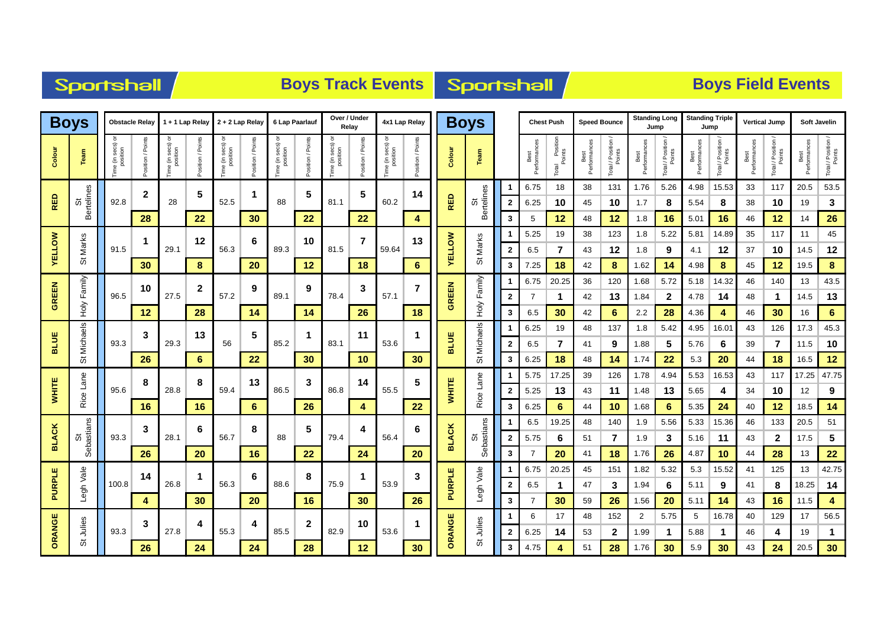# Sportshall — Boys Track Events

| Colour | Team | Obstacle Relay Time (in secs) or position | Obstacle Relay Position / Points | 1 + 1 Lap Relay Time (in secs) or position | 1 + 1 Lap Relay Position / Points | 2 + 2 Lap Relay Time (in secs) or position | 2 + 2 Lap Relay Position / Points | 6 Lap Paarlauf Time (in secs) or position | 6 Lap Paarlauf Position / Points | Over / Under Relay Time (in secs) or position | Over / Under Relay Position / Points | 4x1 Lap Relay Time (in secs) or position | 4x1 Lap Relay Position / Points |
|---|---|---|---|---|---|---|---|---|---|---|---|---|---|
| RED | St Bertelines | 92.8 | 2 | 28 | 5 | 52.5 | 1 | 88 | 5 | 81.1 | 5 | 60.2 | 14 |
| | | | 28 | | 22 | | 30 | | 22 | | 22 | | 4 |
| YELLOW | St Marks | 91.5 | 1 | 29.1 | 12 | 56.3 | 6 | 89.3 | 10 | 81.5 | 7 | 59.64 | 13 |
| | | | 30 | | 8 | | 20 | | 12 | | 18 | | 6 |
| GREEN | Holy Family | 96.5 | 10 | 27.5 | 2 | 57.2 | 9 | 89.1 | 9 | 78.4 | 3 | 57.1 | 7 |
| | | | 12 | | 28 | | 14 | | 14 | | 26 | | 18 |
| BLUE | St Michaels | 93.3 | 3 | 29.3 | 13 | 56 | 5 | 85.2 | 1 | 83.1 | 11 | 53.6 | 1 |
| | | | 26 | | 6 | | 22 | | 30 | | 10 | | 30 |
| WHITE | Rice Lane | 95.6 | 8 | 28.8 | 8 | 59.4 | 13 | 86.5 | 3 | 86.8 | 14 | 55.5 | 5 |
| | | | 16 | | 16 | | 6 | | 26 | | 4 | | 22 |
| BLACK | St Sebastians | 93.3 | 3 | 28.1 | 6 | 56.7 | 8 | 88 | 5 | 79.4 | 4 | 56.4 | 6 |
| | | | 26 | | 20 | | 16 | | 22 | | 24 | | 20 |
| PURPLE | Legh Vale | 100.8 | 14 | 26.8 | 1 | 56.3 | 6 | 88.6 | 8 | 75.9 | 1 | 53.9 | 3 |
| | | | 4 | | 30 | | 20 | | 16 | | 30 | | 26 |
| ORANGE | St Julies | 93.3 | 3 | 27.8 | 4 | 55.3 | 4 | 85.5 | 2 | 82.9 | 10 | 53.6 | 1 |
| | | | 26 | | 24 | | 24 | | 28 | | 12 | | 30 |

# Sportshall — Boys Field Events

| Colour | Team | | Chest Push Best Performances | Chest Push Total / Position / Points | Speed Bounce Best Performances | Speed Bounce Total / Position / Points | Standing Long Jump Best Performances | Standing Long Jump Total / Position / Points | Standing Triple Jump Best Performances | Standing Triple Jump Total / Position / Points | Vertical Jump Best Performances | Vertical Jump Total / Position / Points | Soft Javelin Best Performances | Soft Javelin Total / Position / Points |
|---|---|---|---|---|---|---|---|---|---|---|---|---|---|---|
| RED | St Bertelines | 1 | 6.75 | 18 | 38 | 131 | 1.76 | 5.26 | 4.98 | 15.53 | 33 | 117 | 20.5 | 53.5 |
| | | 2 | 6.25 | 10 | 45 | 10 | 1.7 | 8 | 5.54 | 8 | 38 | 10 | 19 | 3 |
| | | 3 | 5 | 12 | 48 | 12 | 1.8 | 16 | 5.01 | 16 | 46 | 12 | 14 | 26 |
| YELLOW | St Marks | 1 | 5.25 | 19 | 38 | 123 | 1.8 | 5.22 | 5.81 | 14.89 | 35 | 117 | 11 | 45 |
| | | 2 | 6.5 | 7 | 43 | 12 | 1.8 | 9 | 4.1 | 12 | 37 | 10 | 14.5 | 12 |
| | | 3 | 7.25 | 18 | 42 | 8 | 1.62 | 14 | 4.98 | 8 | 45 | 12 | 19.5 | 8 |
| GREEN | Holy Family | 1 | 6.75 | 20.25 | 36 | 120 | 1.68 | 5.72 | 5.18 | 14.32 | 46 | 140 | 13 | 43.5 |
| | | 2 | 7 | 1 | 42 | 13 | 1.84 | 2 | 4.78 | 14 | 48 | 1 | 14.5 | 13 |
| | | 3 | 6.5 | 30 | 42 | 6 | 2.2 | 28 | 4.36 | 4 | 46 | 30 | 16 | 6 |
| BLUE | St Michaels | 1 | 6.25 | 19 | 48 | 137 | 1.8 | 5.42 | 4.95 | 16.01 | 43 | 126 | 17.3 | 45.3 |
| | | 2 | 6.5 | 7 | 41 | 9 | 1.88 | 5 | 5.76 | 6 | 39 | 7 | 11.5 | 10 |
| | | 3 | 6.25 | 18 | 48 | 14 | 1.74 | 22 | 5.3 | 20 | 44 | 18 | 16.5 | 12 |
| WHITE | Rice Lane | 1 | 5.75 | 17.25 | 39 | 126 | 1.78 | 4.94 | 5.53 | 16.53 | 43 | 117 | 17.25 | 47.75 |
| | | 2 | 5.25 | 13 | 43 | 11 | 1.48 | 13 | 5.65 | 4 | 34 | 10 | 12 | 9 |
| | | 3 | 6.25 | 6 | 44 | 10 | 1.68 | 6 | 5.35 | 24 | 40 | 12 | 18.5 | 14 |
| BLACK | St Sebastians | 1 | 6.5 | 19.25 | 48 | 140 | 1.9 | 5.56 | 5.33 | 15.36 | 46 | 133 | 20.5 | 51 |
| | | 2 | 5.75 | 6 | 51 | 7 | 1.9 | 3 | 5.16 | 11 | 43 | 2 | 17.5 | 5 |
| | | 3 | 7 | 20 | 41 | 18 | 1.76 | 26 | 4.87 | 10 | 44 | 28 | 13 | 22 |
| PURPLE | Legh Vale | 1 | 6.75 | 20.25 | 45 | 151 | 1.82 | 5.32 | 5.3 | 15.52 | 41 | 125 | 13 | 42.75 |
| | | 2 | 6.5 | 1 | 47 | 3 | 1.94 | 6 | 5.11 | 9 | 41 | 8 | 18.25 | 14 |
| | | 3 | 7 | 30 | 59 | 26 | 1.56 | 20 | 5.11 | 14 | 43 | 16 | 11.5 | 4 |
| ORANGE | St Julies | 1 | 6 | 17 | 48 | 152 | 2 | 5.75 | 5 | 16.78 | 40 | 129 | 17 | 56.5 |
| | | 2 | 6.25 | 14 | 53 | 2 | 1.99 | 1 | 5.88 | 1 | 46 | 4 | 19 | 1 |
| | | 3 | 4.75 | 4 | 51 | 28 | 1.76 | 30 | 5.9 | 30 | 43 | 24 | 20.5 | 30 |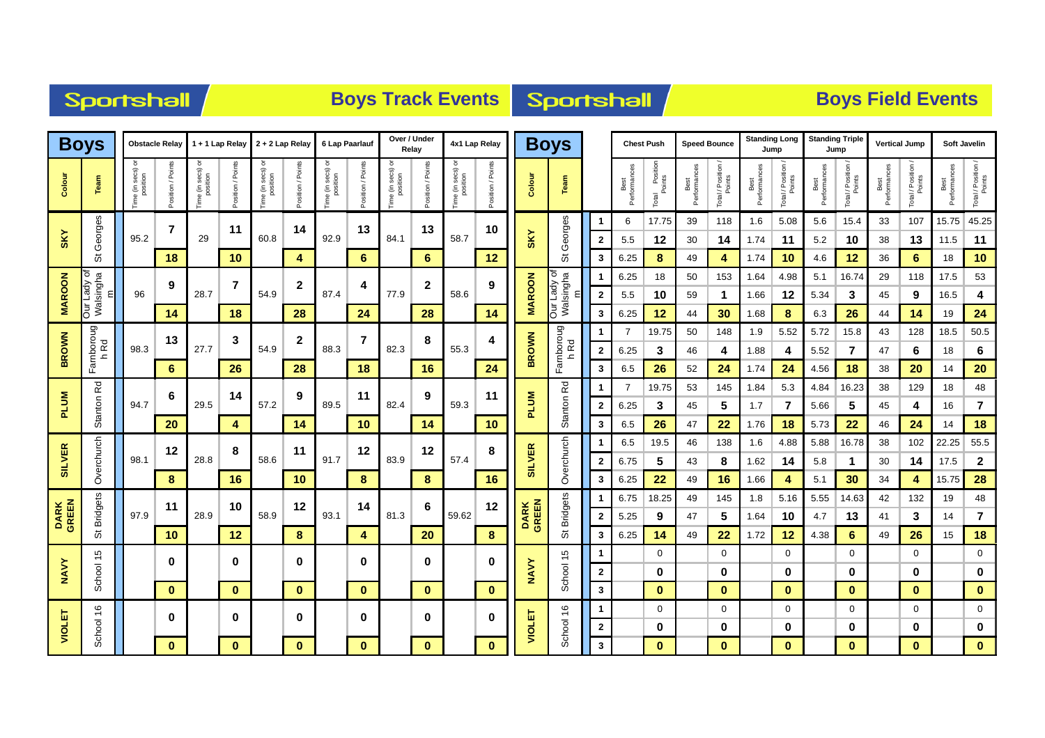# Sportshall — Boys Track Events

| Colour | Team | Obstacle Relay Time (in secs) or position | Obstacle Relay Position / Points | 1 + 1 Lap Relay Time (in secs) or position | 1 + 1 Lap Relay Position / Points | 2 + 2 Lap Relay Time (in secs) or position | 2 + 2 Lap Relay Position / Points | 6 Lap Paarlauf Time (in secs) or position | 6 Lap Paarlauf Position / Points | Over / Under Relay Time (in secs) or position | Over / Under Relay Position / Points | 4x1 Lap Relay Time (in secs) or position | 4x1 Lap Relay Position / Points |
|---|---|---|---|---|---|---|---|---|---|---|---|---|---|
| SKY | St Georges | 95.2 | 7 | 29 | 11 | 60.8 | 14 | 92.9 | 13 | 84.1 | 13 | 58.7 | 10 |
| | | | **18** | | **10** | | **4** | | **6** | | **6** | | **12** |
| MAROON | Our Lady of Walsingham | 96 | 9 | 28.7 | 7 | 54.9 | 2 | 87.4 | 4 | 77.9 | 2 | 58.6 | 9 |
| | | | **14** | | **18** | | **28** | | **24** | | **28** | | **14** |
| BROWN | Farnborough Rd | 98.3 | 13 | 27.7 | 3 | 54.9 | 2 | 88.3 | 7 | 82.3 | 8 | 55.3 | 4 |
| | | | **6** | | **26** | | **28** | | **18** | | **16** | | **24** |
| PLUM | Stanton Rd | 94.7 | 6 | 29.5 | 14 | 57.2 | 9 | 89.5 | 11 | 82.4 | 9 | 59.3 | 11 |
| | | | **20** | | **4** | | **14** | | **10** | | **14** | | **10** |
| SILVER | Overchurch | 98.1 | 12 | 28.8 | 8 | 58.6 | 11 | 91.7 | 12 | 83.9 | 12 | 57.4 | 8 |
| | | | **8** | | **16** | | **10** | | **8** | | **8** | | **16** |
| DARK GREEN | St Bridgets | 97.9 | 11 | 28.9 | 10 | 58.9 | 12 | 93.1 | 14 | 81.3 | 6 | 59.62 | 12 |
| | | | **10** | | **12** | | **8** | | **4** | | **20** | | **8** |
| NAVY | School 15 | | 0 | | 0 | | 0 | | 0 | | 0 | | 0 |
| | | | **0** | | **0** | | **0** | | **0** | | **0** | | **0** |
| VIOLET | School 16 | | 0 | | 0 | | 0 | | 0 | | 0 | | 0 |
| | | | **0** | | **0** | | **0** | | **0** | | **0** | | **0** |

# Sportshall — Boys Field Events

| Colour | Team | | Chest Push Best Performances | Chest Push Total Position Points | Speed Bounce Best Performances | Speed Bounce Total / Position / Points | Standing Long Jump Best Performances | Standing Long Jump Total / Position / Points | Standing Triple Jump Best Performances | Standing Triple Jump Total / Position / Points | Vertical Jump Best Performances | Vertical Jump Total / Position / Points | Soft Javelin Best Performances | Soft Javelin Total / Position / Points |
|---|---|---|---|---|---|---|---|---|---|---|---|---|---|---|
| SKY | St Georges | 1 | 6 | 17.75 | 39 | 118 | 1.6 | 5.08 | 5.6 | 15.4 | 33 | 107 | 15.75 | 45.25 |
| | | 2 | 5.5 | 12 | 30 | 14 | 1.74 | 11 | 5.2 | 10 | 38 | 13 | 11.5 | 11 |
| | | 3 | 6.25 | **8** | 49 | **4** | 1.74 | **10** | 4.6 | **12** | 36 | **6** | 18 | **10** |
| MAROON | Our Lady of Walsingham | 1 | 6.25 | 18 | 50 | 153 | 1.64 | 4.98 | 5.1 | 16.74 | 29 | 118 | 17.5 | 53 |
| | | 2 | 5.5 | 10 | 59 | 1 | 1.66 | 12 | 5.34 | 3 | 45 | 9 | 16.5 | 4 |
| | | 3 | 6.25 | **12** | 44 | **30** | 1.68 | **8** | 6.3 | **26** | 44 | **14** | 19 | **24** |
| BROWN | Farnborough Rd | 1 | 7 | 19.75 | 50 | 148 | 1.9 | 5.52 | 5.72 | 15.8 | 43 | 128 | 18.5 | 50.5 |
| | | 2 | 6.25 | 3 | 46 | 4 | 1.88 | 4 | 5.52 | 7 | 47 | 6 | 18 | 6 |
| | | 3 | 6.5 | **26** | 52 | **24** | 1.74 | **24** | 4.56 | **18** | 38 | **20** | 14 | **20** |
| PLUM | Stanton Rd | 1 | 7 | 19.75 | 53 | 145 | 1.84 | 5.3 | 4.84 | 16.23 | 38 | 129 | 18 | 48 |
| | | 2 | 6.25 | 3 | 45 | 5 | 1.7 | 7 | 5.66 | 5 | 45 | 4 | 16 | 7 |
| | | 3 | 6.5 | **26** | 47 | **22** | 1.76 | **18** | 5.73 | **22** | 46 | **24** | 14 | **18** |
| SILVER | Overchurch | 1 | 6.5 | 19.5 | 46 | 138 | 1.6 | 4.88 | 5.88 | 16.78 | 38 | 102 | 22.25 | 55.5 |
| | | 2 | 6.75 | 5 | 43 | 8 | 1.62 | 14 | 5.8 | 1 | 30 | 14 | 17.5 | 2 |
| | | 3 | 6.25 | **22** | 49 | **16** | 1.66 | **4** | 5.1 | **30** | 34 | **4** | 15.75 | **28** |
| DARK GREEN | St Bridgets | 1 | 6.75 | 18.25 | 49 | 145 | 1.8 | 5.16 | 5.55 | 14.63 | 42 | 132 | 19 | 48 |
| | | 2 | 5.25 | 9 | 47 | 5 | 1.64 | 10 | 4.7 | 13 | 41 | 3 | 14 | 7 |
| | | 3 | 6.25 | **14** | 49 | **22** | 1.72 | **12** | 4.38 | **6** | 49 | **26** | 15 | **18** |
| NAVY | School 15 | 1 | | 0 | | 0 | | 0 | | 0 | | 0 | | 0 |
| | | 2 | | 0 | | 0 | | 0 | | 0 | | 0 | | 0 |
| | | 3 | | **0** | | **0** | | **0** | | **0** | | **0** | | **0** |
| VIOLET | School 16 | 1 | | 0 | | 0 | | 0 | | 0 | | 0 | | 0 |
| | | 2 | | 0 | | 0 | | 0 | | 0 | | 0 | | 0 |
| | | 3 | | **0** | | **0** | | **0** | | **0** | | **0** | | **0** |